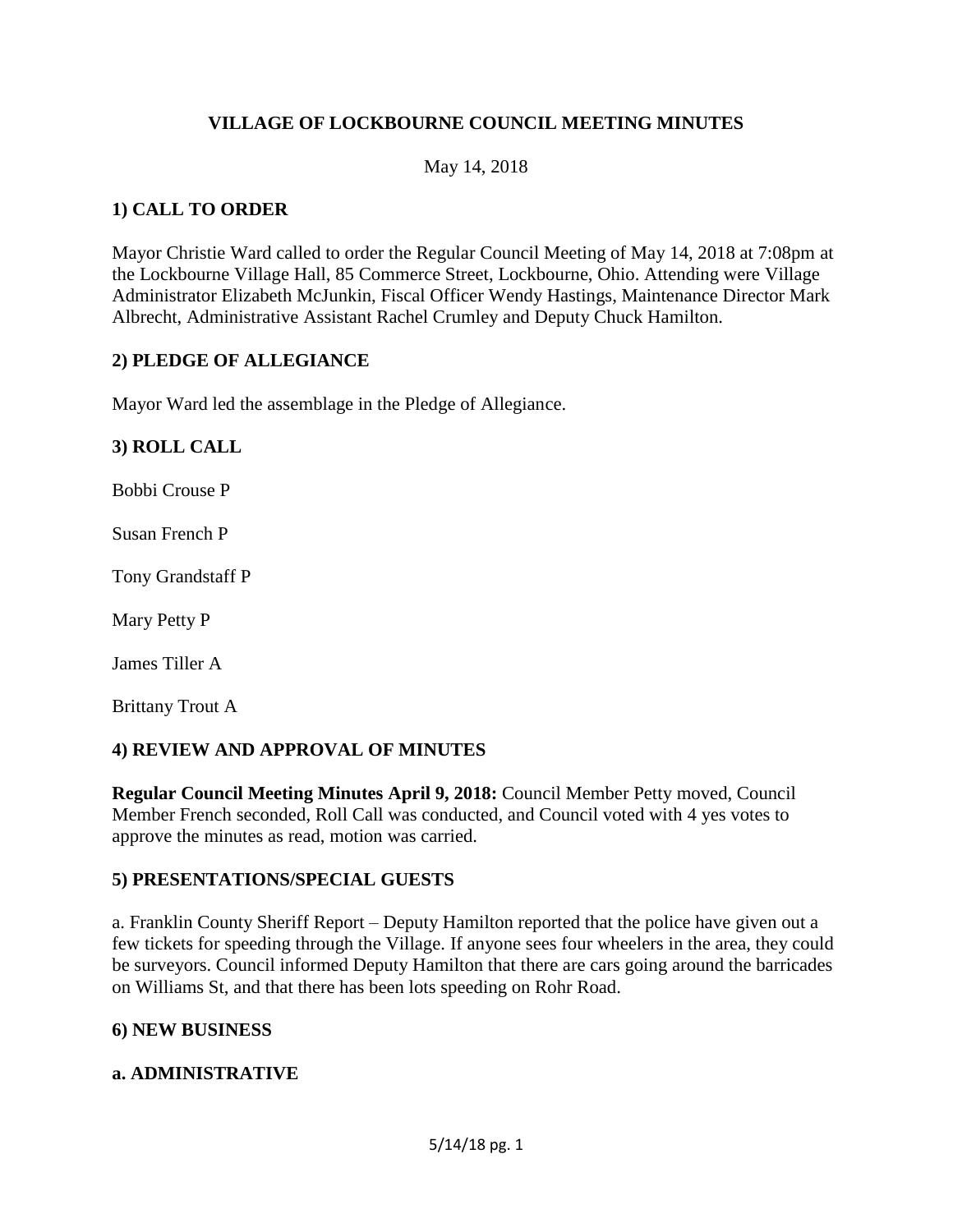# VILLAGE OF LOCKBOURNE COUNCIL MEETING MINUTES

May 14, 2018

## 1) CALL TO ORDER

Mayor Christie Ward called to order the Regular Council Meeting of May 14, 2018 at 7:08pm at the Lockbourne Village Hall, 85 Commerce Street, Lockbourne, Ohio. Attending were Village Administrator Elizabeth McJunkin, Fiscal Officer Wendy Hastings, Maintenance Director Mark Albrecht, Administrative Assistant Rachel Crumley and Deputy Chuck Hamilton.

## 2) PLEDGE OF ALLEGIANCE

Mayor Ward led the assemblage in the Pledge of Allegiance.

## 3) ROLL CALL

Bobbi Crouse P

Susan French P

Tony Grandstaff P

Mary Petty P

James Tiller A

Brittany Trout A

## 4) REVIEW AND APPROVAL OF MINUTES

**Regular Council Meeting Minutes April 9, 2018:** Council Member Petty moved, Council Member French seconded, Roll Call was conducted, and Council voted with 4 yes votes to approve the minutes as read, motion was carried.

## 5) PRESENTATIONS/SPECIAL GUESTS

a. Franklin County Sheriff Report – Deputy Hamilton reported that the police have given out a few tickets for speeding through the Village. If anyone sees four wheelers in the area, they could be surveyors. Council informed Deputy Hamilton that there are cars going around the barricades on Williams St, and that there has been lots speeding on Rohr Road.

## 6) NEW BUSINESS

### a. ADMINISTRATIVE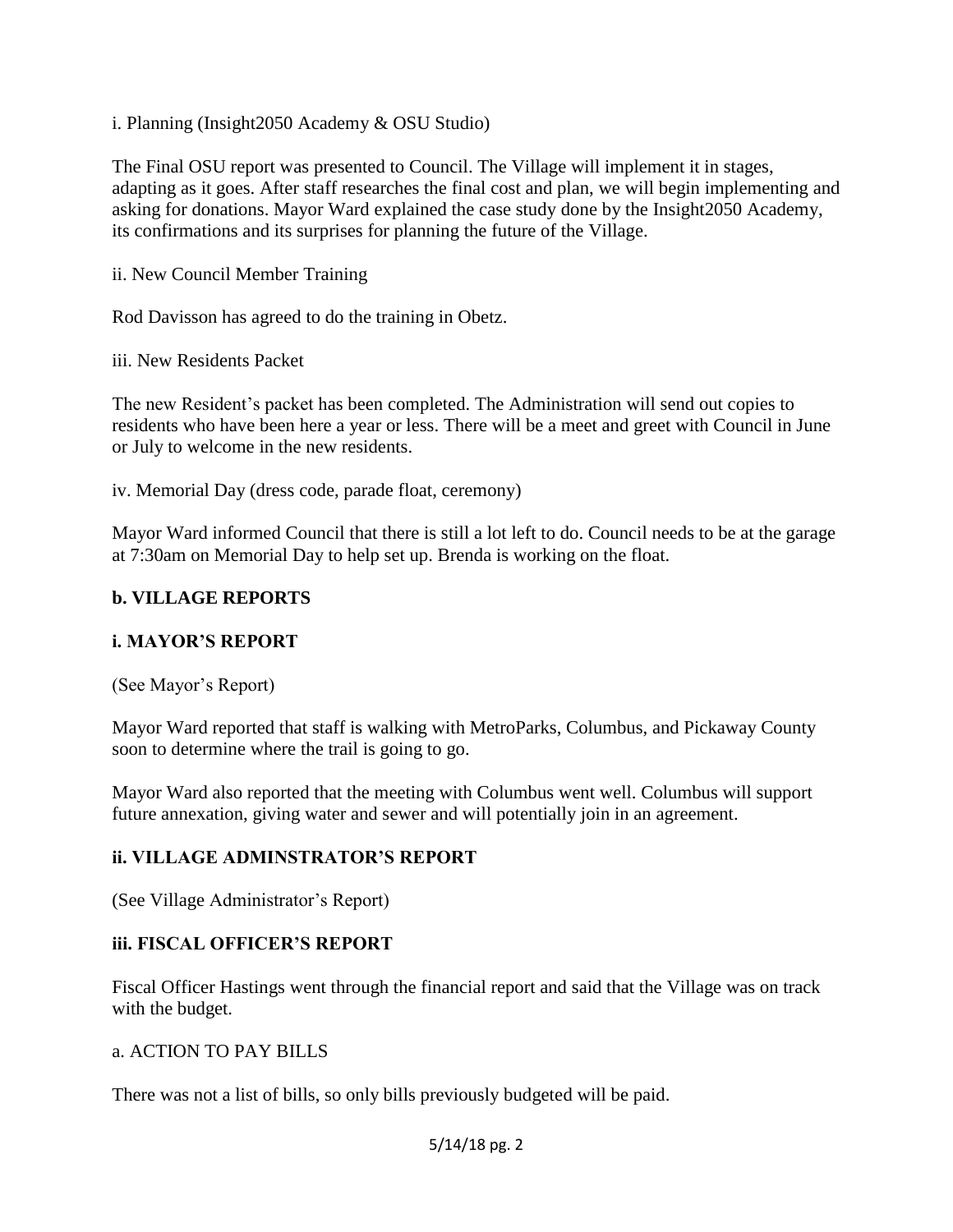i. Planning (Insight2050 Academy & OSU Studio)

The Final OSU report was presented to Council. The Village will implement it in stages, adapting as it goes. After staff researches the final cost and plan, we will begin implementing and asking for donations. Mayor Ward explained the case study done by the Insight2050 Academy, its confirmations and its surprises for planning the future of the Village.

ii. New Council Member Training

Rod Davisson has agreed to do the training in Obetz.

iii. New Residents Packet

The new Resident's packet has been completed. The Administration will send out copies to residents who have been here a year or less. There will be a meet and greet with Council in June or July to welcome in the new residents.

iv. Memorial Day (dress code, parade float, ceremony)

Mayor Ward informed Council that there is still a lot left to do. Council needs to be at the garage at 7:30am on Memorial Day to help set up. Brenda is working on the float.

**b. VILLAGE REPORTS**

**i. MAYOR'S REPORT**

(See Mayor's Report)

Mayor Ward reported that staff is walking with MetroParks, Columbus, and Pickaway County soon to determine where the trail is going to go.

Mayor Ward also reported that the meeting with Columbus went well. Columbus will support future annexation, giving water and sewer and will potentially join in an agreement.

**ii. VILLAGE ADMINSTRATOR'S REPORT**

(See Village Administrator's Report)

**iii. FISCAL OFFICER'S REPORT**

Fiscal Officer Hastings went through the financial report and said that the Village was on track with the budget.

a. ACTION TO PAY BILLS

There was not a list of bills, so only bills previously budgeted will be paid.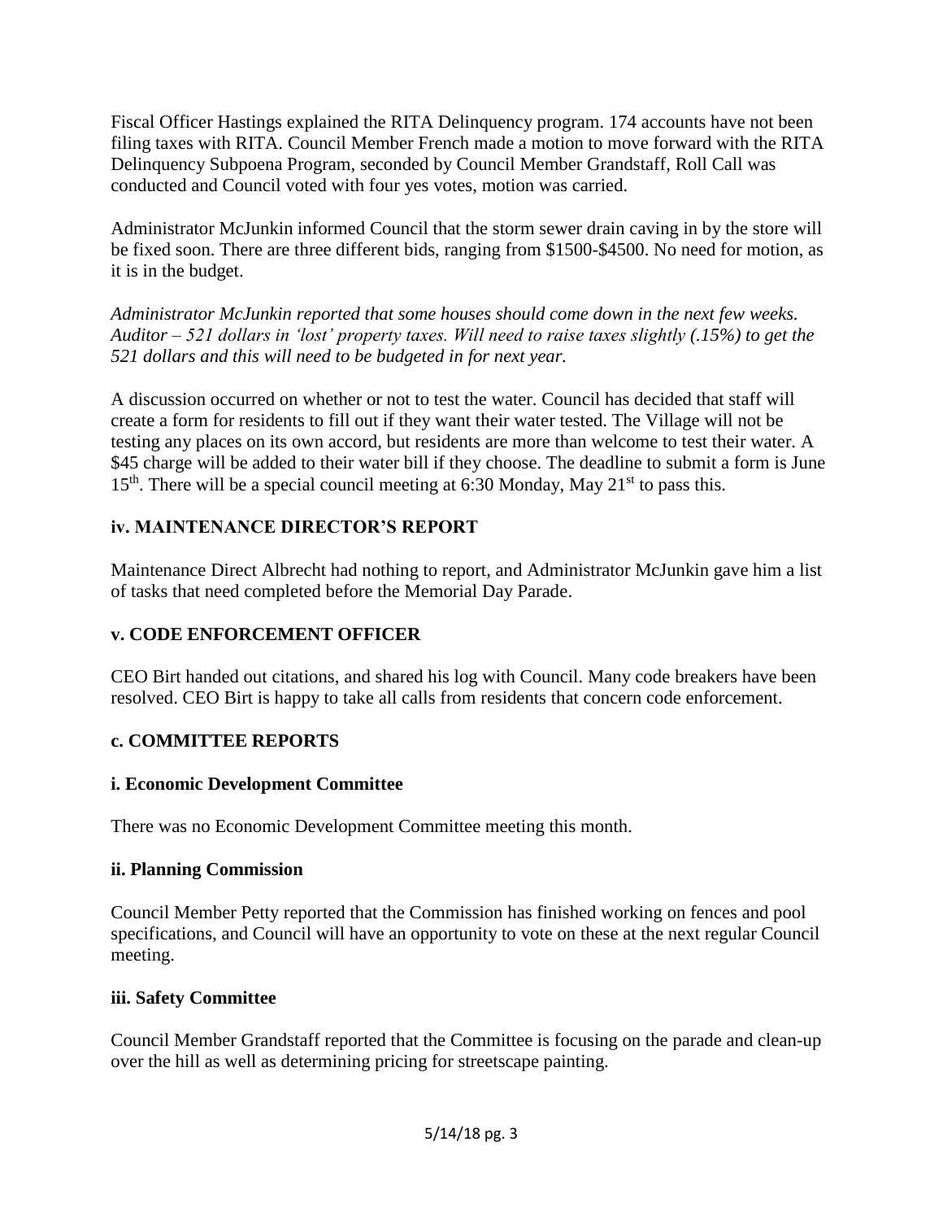Fiscal Officer Hastings explained the RITA Delinquency program. 174 accounts have not been filing taxes with RITA. Council Member French made a motion to move forward with the RITA Delinquency Subpoena Program, seconded by Council Member Grandstaff, Roll Call was conducted and Council voted with four yes votes, motion was carried.

Administrator McJunkin informed Council that the storm sewer drain caving in by the store will be fixed soon. There are three different bids, ranging from $1500-$4500. No need for motion, as it is in the budget.

*Administrator McJunkin reported that some houses should come down in the next few weeks. Auditor – 521 dollars in 'lost' property taxes. Will need to raise taxes slightly (.15%) to get the 521 dollars and this will need to be budgeted in for next year.*

A discussion occurred on whether or not to test the water. Council has decided that staff will create a form for residents to fill out if they want their water tested. The Village will not be testing any places on its own accord, but residents are more than welcome to test their water. A $45 charge will be added to their water bill if they choose. The deadline to submit a form is June 15th. There will be a special council meeting at 6:30 Monday, May 21st to pass this.

### iv. MAINTENANCE DIRECTOR'S REPORT

Maintenance Direct Albrecht had nothing to report, and Administrator McJunkin gave him a list of tasks that need completed before the Memorial Day Parade.

### v. CODE ENFORCEMENT OFFICER

CEO Birt handed out citations, and shared his log with Council. Many code breakers have been resolved. CEO Birt is happy to take all calls from residents that concern code enforcement.

## c. COMMITTEE REPORTS

### i. Economic Development Committee

There was no Economic Development Committee meeting this month.

### ii. Planning Commission

Council Member Petty reported that the Commission has finished working on fences and pool specifications, and Council will have an opportunity to vote on these at the next regular Council meeting.

### iii. Safety Committee

Council Member Grandstaff reported that the Committee is focusing on the parade and clean-up over the hill as well as determining pricing for streetscape painting.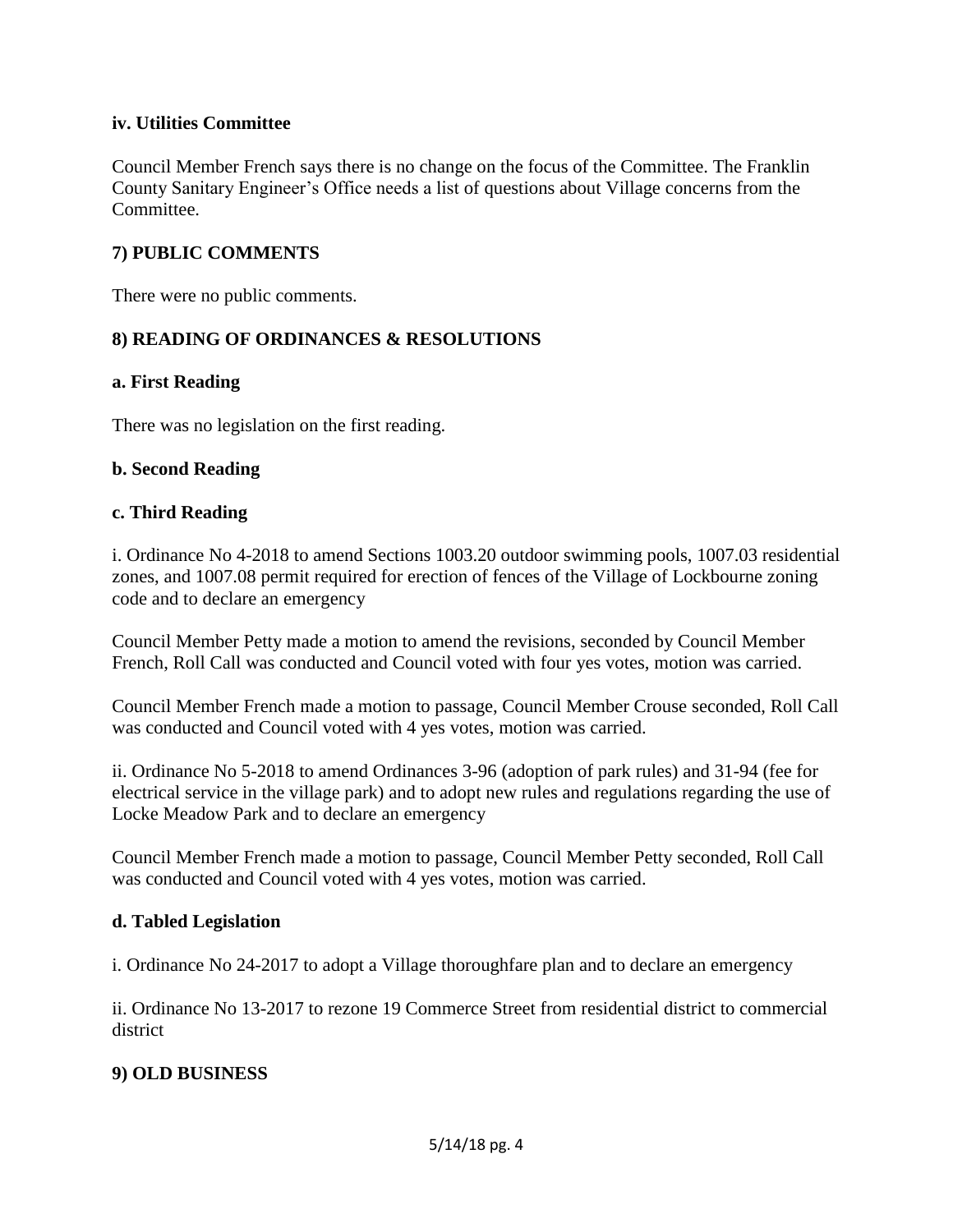**iv. Utilities Committee**

Council Member French says there is no change on the focus of the Committee. The Franklin County Sanitary Engineer's Office needs a list of questions about Village concerns from the Committee.

**7) PUBLIC COMMENTS**

There were no public comments.

**8) READING OF ORDINANCES & RESOLUTIONS**

**a. First Reading**

There was no legislation on the first reading.

**b. Second Reading**

**c. Third Reading**

i. Ordinance No 4-2018 to amend Sections 1003.20 outdoor swimming pools, 1007.03 residential zones, and 1007.08 permit required for erection of fences of the Village of Lockbourne zoning code and to declare an emergency

Council Member Petty made a motion to amend the revisions, seconded by Council Member French, Roll Call was conducted and Council voted with four yes votes, motion was carried.

Council Member French made a motion to passage, Council Member Crouse seconded, Roll Call was conducted and Council voted with 4 yes votes, motion was carried.

ii. Ordinance No 5-2018 to amend Ordinances 3-96 (adoption of park rules) and 31-94 (fee for electrical service in the village park) and to adopt new rules and regulations regarding the use of Locke Meadow Park and to declare an emergency

Council Member French made a motion to passage, Council Member Petty seconded, Roll Call was conducted and Council voted with 4 yes votes, motion was carried.

**d. Tabled Legislation**

i. Ordinance No 24-2017 to adopt a Village thoroughfare plan and to declare an emergency

ii. Ordinance No 13-2017 to rezone 19 Commerce Street from residential district to commercial district

**9) OLD BUSINESS**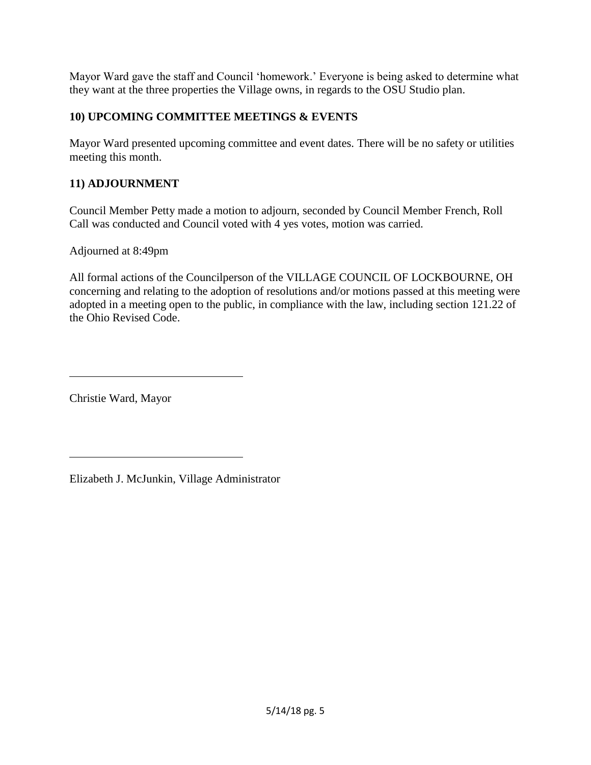Mayor Ward gave the staff and Council 'homework.' Everyone is being asked to determine what they want at the three properties the Village owns, in regards to the OSU Studio plan.

**10) UPCOMING COMMITTEE MEETINGS & EVENTS**

Mayor Ward presented upcoming committee and event dates. There will be no safety or utilities meeting this month.

**11) ADJOURNMENT**

Council Member Petty made a motion to adjourn, seconded by Council Member French, Roll Call was conducted and Council voted with 4 yes votes, motion was carried.

Adjourned at 8:49pm

All formal actions of the Councilperson of the VILLAGE COUNCIL OF LOCKBOURNE, OH concerning and relating to the adoption of resolutions and/or motions passed at this meeting were adopted in a meeting open to the public, in compliance with the law, including section 121.22 of the Ohio Revised Code.

\_\_\_\_\_\_\_\_\_\_\_\_\_\_\_\_\_\_\_\_\_\_\_\_\_\_\_\_\_\_

Christie Ward, Mayor

\_\_\_\_\_\_\_\_\_\_\_\_\_\_\_\_\_\_\_\_\_\_\_\_\_\_\_\_\_\_

Elizabeth J. McJunkin, Village Administrator